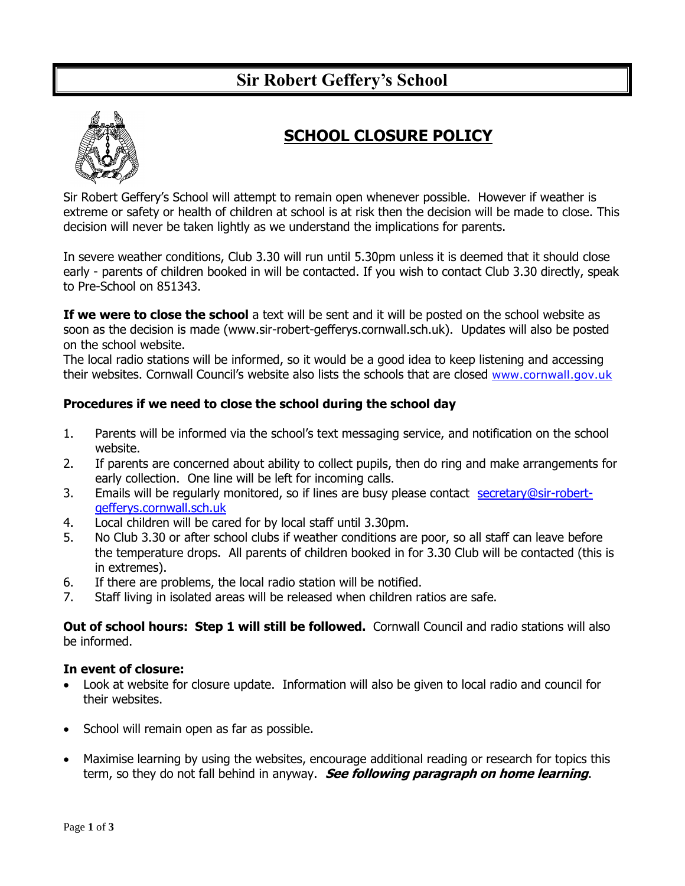# Sir Robert Geffery's School

## SCHOOL CLOSURE POLICY

Sir Robert Geffery's School will attempt to remain open whenever possible. However if weather is extreme or safety or health of children at school is at risk then the decision will be made to close. This decision will never be taken lightly as we understand the implications for parents.

In severe weather conditions, Club 3.30 will run until 5.30pm unless it is deemed that it should close early - parents of children booked in will be contacted. If you wish to contact Club 3.30 directly, speak to Pre-School on 851343.

**If we were to close the school** a text will be sent and it will be posted on the school website as soon as the decision is made (www.sir-robert-gefferys.cornwall.sch.uk). Updates will also be posted on the school website.
The local radio stations will be informed, so it would be a good idea to keep listening and accessing their websites. Cornwall Council's website also lists the schools that are closed www.cornwall.gov.uk

### Procedures if we need to close the school during the school day

1. Parents will be informed via the school's text messaging service, and notification on the school website.
2. If parents are concerned about ability to collect pupils, then do ring and make arrangements for early collection. One line will be left for incoming calls.
3. Emails will be regularly monitored, so if lines are busy please contact secretary@sir-robert-gefferys.cornwall.sch.uk
4. Local children will be cared for by local staff until 3.30pm.
5. No Club 3.30 or after school clubs if weather conditions are poor, so all staff can leave before the temperature drops. All parents of children booked in for 3.30 Club will be contacted (this is in extremes).
6. If there are problems, the local radio station will be notified.
7. Staff living in isolated areas will be released when children ratios are safe.

**Out of school hours: Step 1 will still be followed.** Cornwall Council and radio stations will also be informed.

### In event of closure:

- Look at website for closure update. Information will also be given to local radio and council for their websites.
- School will remain open as far as possible.
- Maximise learning by using the websites, encourage additional reading or research for topics this term, so they do not fall behind in anyway. ***See following paragraph on home learning***.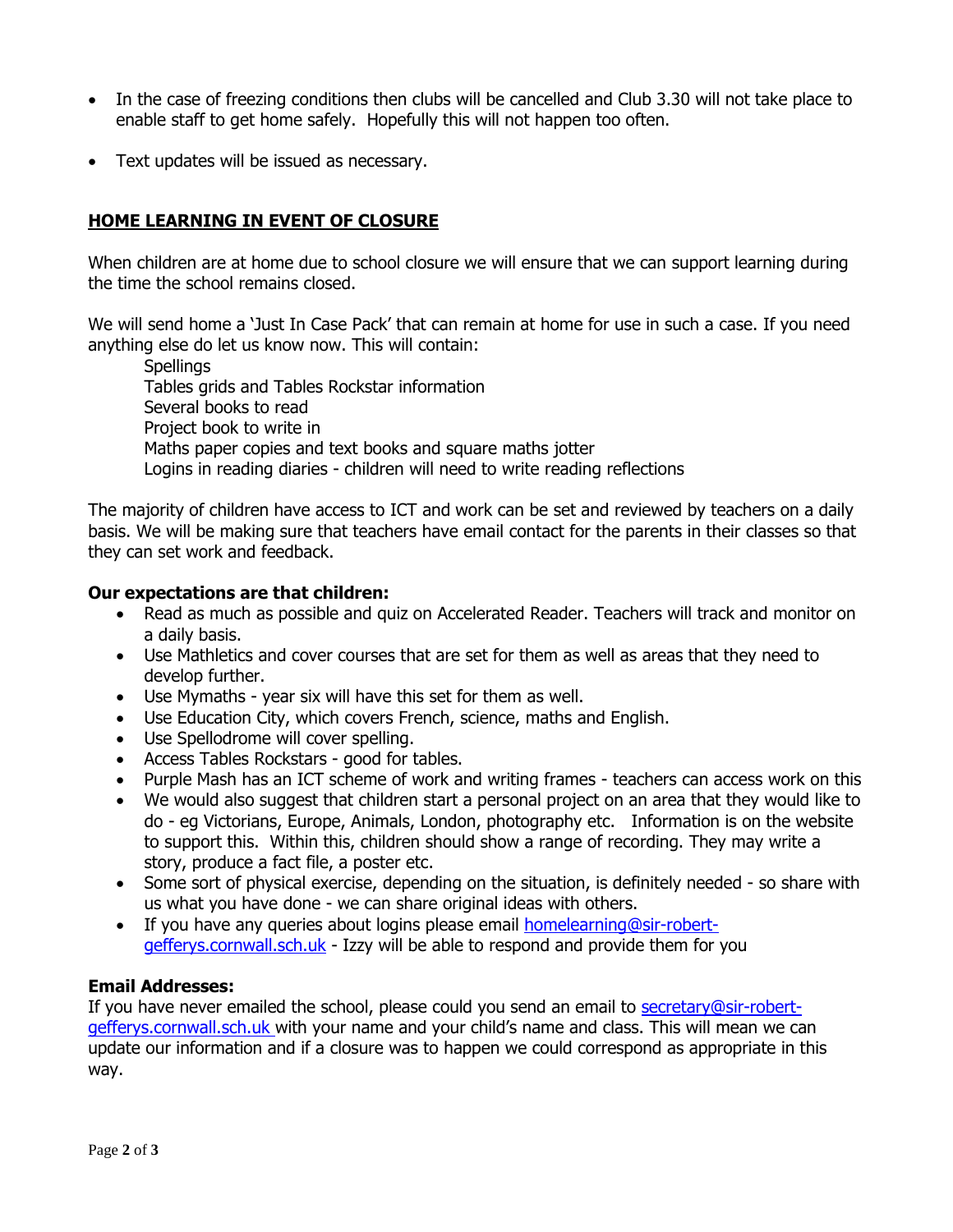- In the case of freezing conditions then clubs will be cancelled and Club 3.30 will not take place to enable staff to get home safely. Hopefully this will not happen too often.
- Text updates will be issued as necessary.

## HOME LEARNING IN EVENT OF CLOSURE

When children are at home due to school closure we will ensure that we can support learning during the time the school remains closed.

We will send home a 'Just In Case Pack' that can remain at home for use in such a case. If you need anything else do let us know now. This will contain:

Spellings
Tables grids and Tables Rockstar information
Several books to read
Project book to write in
Maths paper copies and text books and square maths jotter
Logins in reading diaries - children will need to write reading reflections

The majority of children have access to ICT and work can be set and reviewed by teachers on a daily basis. We will be making sure that teachers have email contact for the parents in their classes so that they can set work and feedback.

**Our expectations are that children:**

- Read as much as possible and quiz on Accelerated Reader. Teachers will track and monitor on a daily basis.
- Use Mathletics and cover courses that are set for them as well as areas that they need to develop further.
- Use Mymaths - year six will have this set for them as well.
- Use Education City, which covers French, science, maths and English.
- Use Spellodrome will cover spelling.
- Access Tables Rockstars - good for tables.
- Purple Mash has an ICT scheme of work and writing frames - teachers can access work on this
- We would also suggest that children start a personal project on an area that they would like to do - eg Victorians, Europe, Animals, London, photography etc. Information is on the website to support this. Within this, children should show a range of recording. They may write a story, produce a fact file, a poster etc.
- Some sort of physical exercise, depending on the situation, is definitely needed - so share with us what you have done - we can share original ideas with others.
- If you have any queries about logins please email homelearning@sir-robert-gefferys.cornwall.sch.uk - Izzy will be able to respond and provide them for you

**Email Addresses:**

If you have never emailed the school, please could you send an email to secretary@sir-robert-gefferys.cornwall.sch.uk with your name and your child's name and class. This will mean we can update our information and if a closure was to happen we could correspond as appropriate in this way.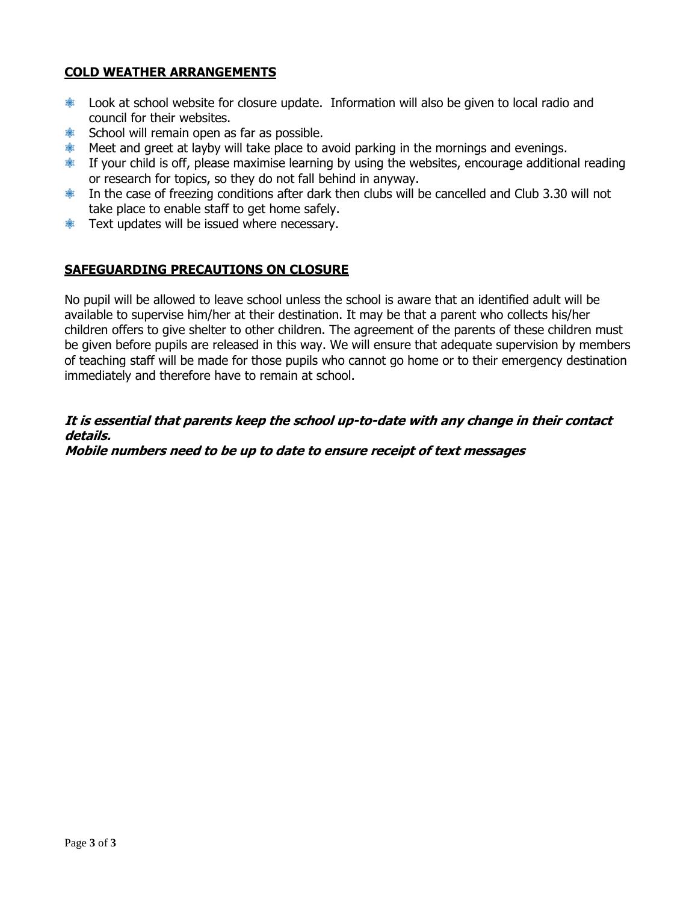## COLD WEATHER ARRANGEMENTS

- Look at school website for closure update. Information will also be given to local radio and council for their websites.
- School will remain open as far as possible.
- Meet and greet at layby will take place to avoid parking in the mornings and evenings.
- If your child is off, please maximise learning by using the websites, encourage additional reading or research for topics, so they do not fall behind in anyway.
- In the case of freezing conditions after dark then clubs will be cancelled and Club 3.30 will not take place to enable staff to get home safely.
- Text updates will be issued where necessary.

## SAFEGUARDING PRECAUTIONS ON CLOSURE

No pupil will be allowed to leave school unless the school is aware that an identified adult will be available to supervise him/her at their destination. It may be that a parent who collects his/her children offers to give shelter to other children. The agreement of the parents of these children must be given before pupils are released in this way. We will ensure that adequate supervision by members of teaching staff will be made for those pupils who cannot go home or to their emergency destination immediately and therefore have to remain at school.

***It is essential that parents keep the school up-to-date with any change in their contact details.***
***Mobile numbers need to be up to date to ensure receipt of text messages***